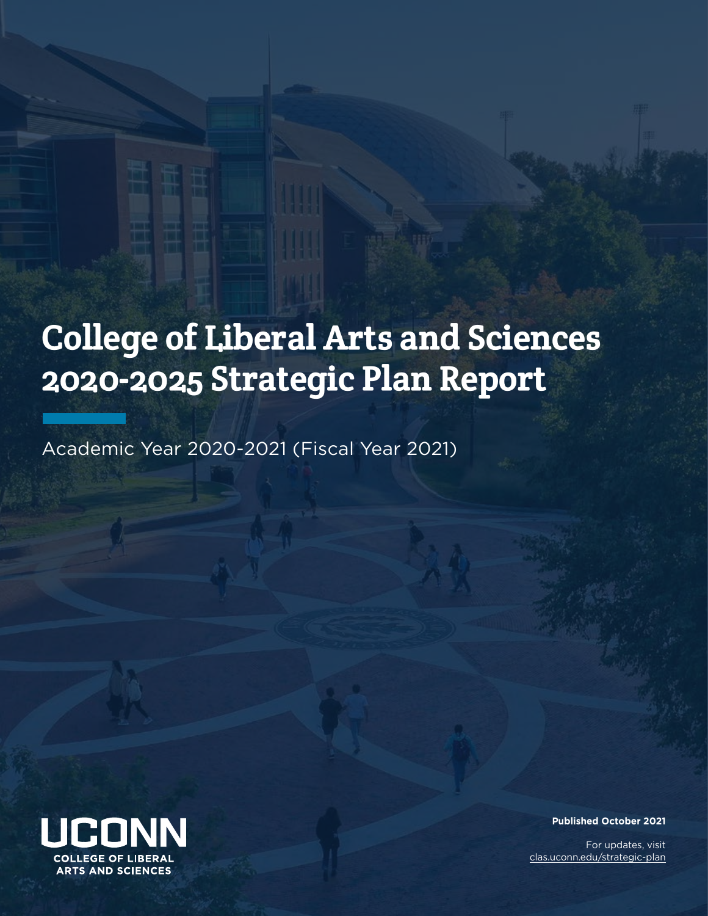# College of Liberal Arts and Sciences 2020-2025 Strategic Plan Report

Academic Year 2020-2021 (Fiscal Year 2021)

UCONN
COLLEGE OF LIBERAL ARTS AND SCIENCES

**Published October 2021**

For updates, visit clas.uconn.edu/strategic-plan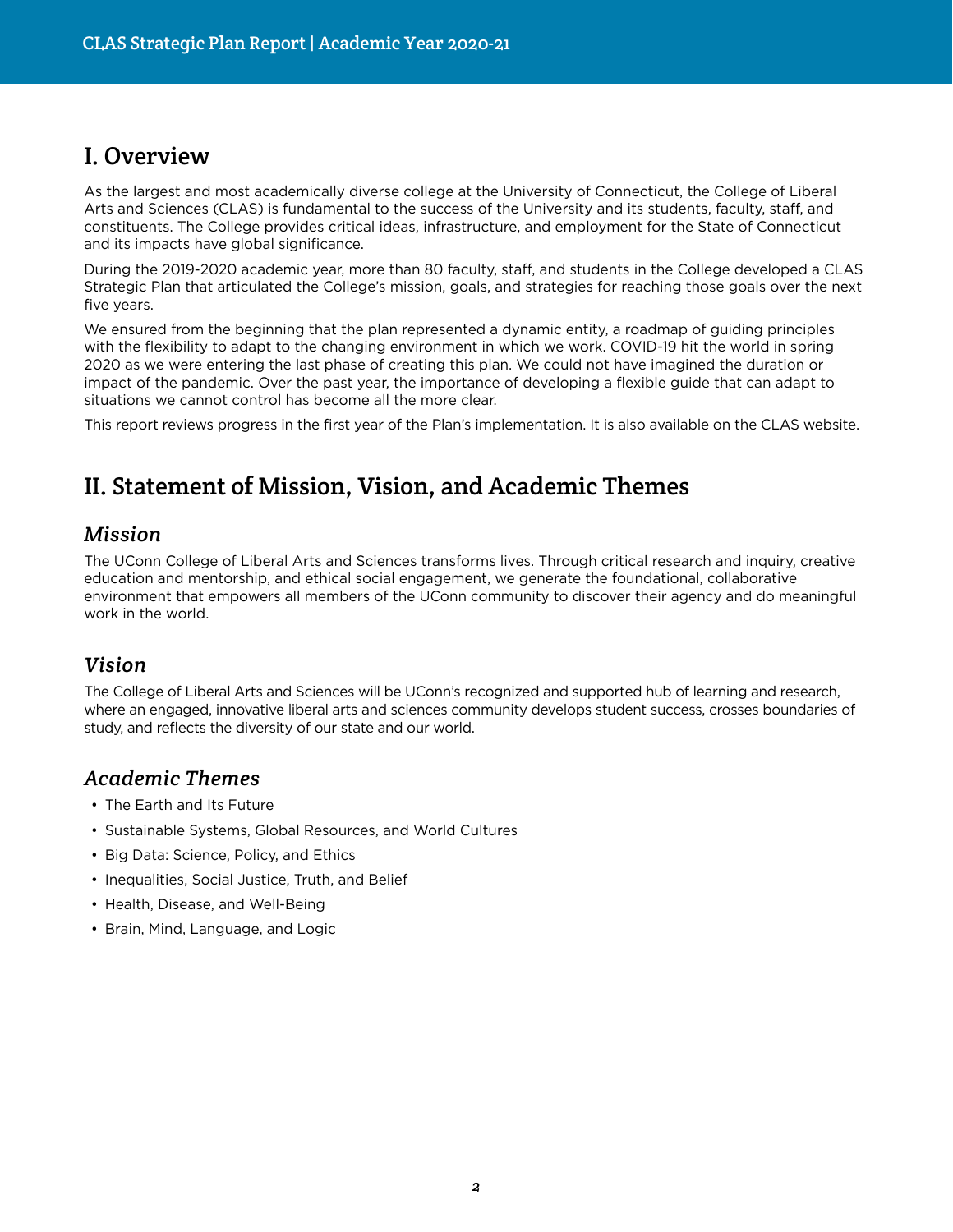# I. Overview

As the largest and most academically diverse college at the University of Connecticut, the College of Liberal Arts and Sciences (CLAS) is fundamental to the success of the University and its students, faculty, staff, and constituents. The College provides critical ideas, infrastructure, and employment for the State of Connecticut and its impacts have global significance.

During the 2019-2020 academic year, more than 80 faculty, staff, and students in the College developed a CLAS Strategic Plan that articulated the College's mission, goals, and strategies for reaching those goals over the next five years.

We ensured from the beginning that the plan represented a dynamic entity, a roadmap of guiding principles with the flexibility to adapt to the changing environment in which we work. COVID-19 hit the world in spring 2020 as we were entering the last phase of creating this plan. We could not have imagined the duration or impact of the pandemic. Over the past year, the importance of developing a flexible guide that can adapt to situations we cannot control has become all the more clear.

This report reviews progress in the first year of the Plan's implementation. It is also available on the CLAS website.

# II. Statement of Mission, Vision, and Academic Themes

## *Mission*

The UConn College of Liberal Arts and Sciences transforms lives. Through critical research and inquiry, creative education and mentorship, and ethical social engagement, we generate the foundational, collaborative environment that empowers all members of the UConn community to discover their agency and do meaningful work in the world.

## *Vision*

The College of Liberal Arts and Sciences will be UConn's recognized and supported hub of learning and research, where an engaged, innovative liberal arts and sciences community develops student success, crosses boundaries of study, and reflects the diversity of our state and our world.

## *Academic Themes*

- The Earth and Its Future
- Sustainable Systems, Global Resources, and World Cultures
- Big Data: Science, Policy, and Ethics
- Inequalities, Social Justice, Truth, and Belief
- Health, Disease, and Well-Being
- Brain, Mind, Language, and Logic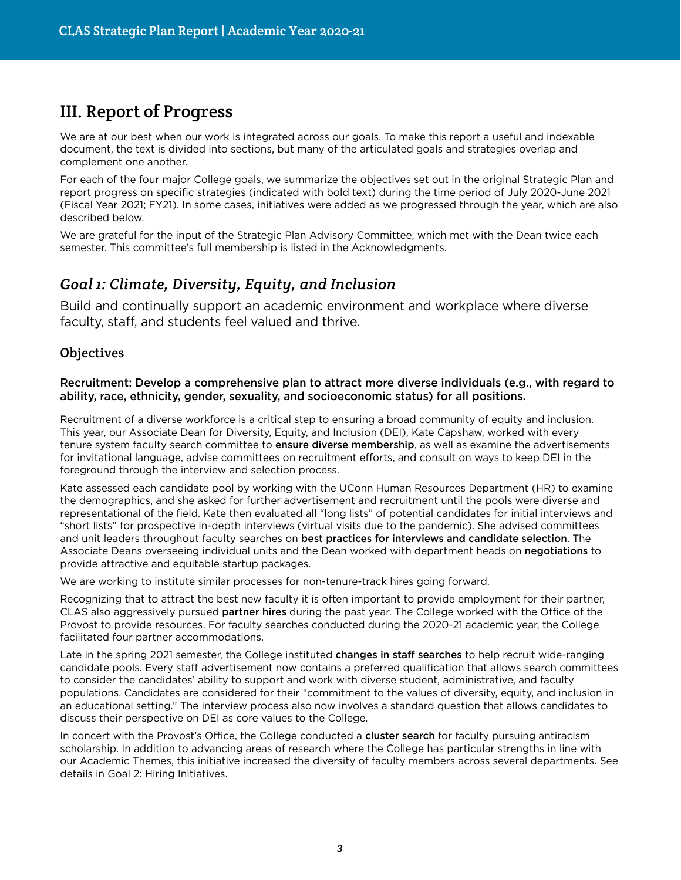# III. Report of Progress

We are at our best when our work is integrated across our goals. To make this report a useful and indexable document, the text is divided into sections, but many of the articulated goals and strategies overlap and complement one another.

For each of the four major College goals, we summarize the objectives set out in the original Strategic Plan and report progress on specific strategies (indicated with bold text) during the time period of July 2020-June 2021 (Fiscal Year 2021; FY21). In some cases, initiatives were added as we progressed through the year, which are also described below.

We are grateful for the input of the Strategic Plan Advisory Committee, which met with the Dean twice each semester. This committee's full membership is listed in the Acknowledgments.

## *Goal 1: Climate, Diversity, Equity, and Inclusion*

Build and continually support an academic environment and workplace where diverse faculty, staff, and students feel valued and thrive.

### Objectives

**Recruitment: Develop a comprehensive plan to attract more diverse individuals (e.g., with regard to ability, race, ethnicity, gender, sexuality, and socioeconomic status) for all positions.**

Recruitment of a diverse workforce is a critical step to ensuring a broad community of equity and inclusion. This year, our Associate Dean for Diversity, Equity, and Inclusion (DEI), Kate Capshaw, worked with every tenure system faculty search committee to **ensure diverse membership**, as well as examine the advertisements for invitational language, advise committees on recruitment efforts, and consult on ways to keep DEI in the foreground through the interview and selection process.

Kate assessed each candidate pool by working with the UConn Human Resources Department (HR) to examine the demographics, and she asked for further advertisement and recruitment until the pools were diverse and representational of the field. Kate then evaluated all "long lists" of potential candidates for initial interviews and "short lists" for prospective in-depth interviews (virtual visits due to the pandemic). She advised committees and unit leaders throughout faculty searches on **best practices for interviews and candidate selection**. The Associate Deans overseeing individual units and the Dean worked with department heads on **negotiations** to provide attractive and equitable startup packages.

We are working to institute similar processes for non-tenure-track hires going forward.

Recognizing that to attract the best new faculty it is often important to provide employment for their partner, CLAS also aggressively pursued **partner hires** during the past year. The College worked with the Office of the Provost to provide resources. For faculty searches conducted during the 2020-21 academic year, the College facilitated four partner accommodations.

Late in the spring 2021 semester, the College instituted **changes in staff searches** to help recruit wide-ranging candidate pools. Every staff advertisement now contains a preferred qualification that allows search committees to consider the candidates' ability to support and work with diverse student, administrative, and faculty populations. Candidates are considered for their "commitment to the values of diversity, equity, and inclusion in an educational setting." The interview process also now involves a standard question that allows candidates to discuss their perspective on DEI as core values to the College.

In concert with the Provost's Office, the College conducted a **cluster search** for faculty pursuing antiracism scholarship. In addition to advancing areas of research where the College has particular strengths in line with our Academic Themes, this initiative increased the diversity of faculty members across several departments. See details in Goal 2: Hiring Initiatives.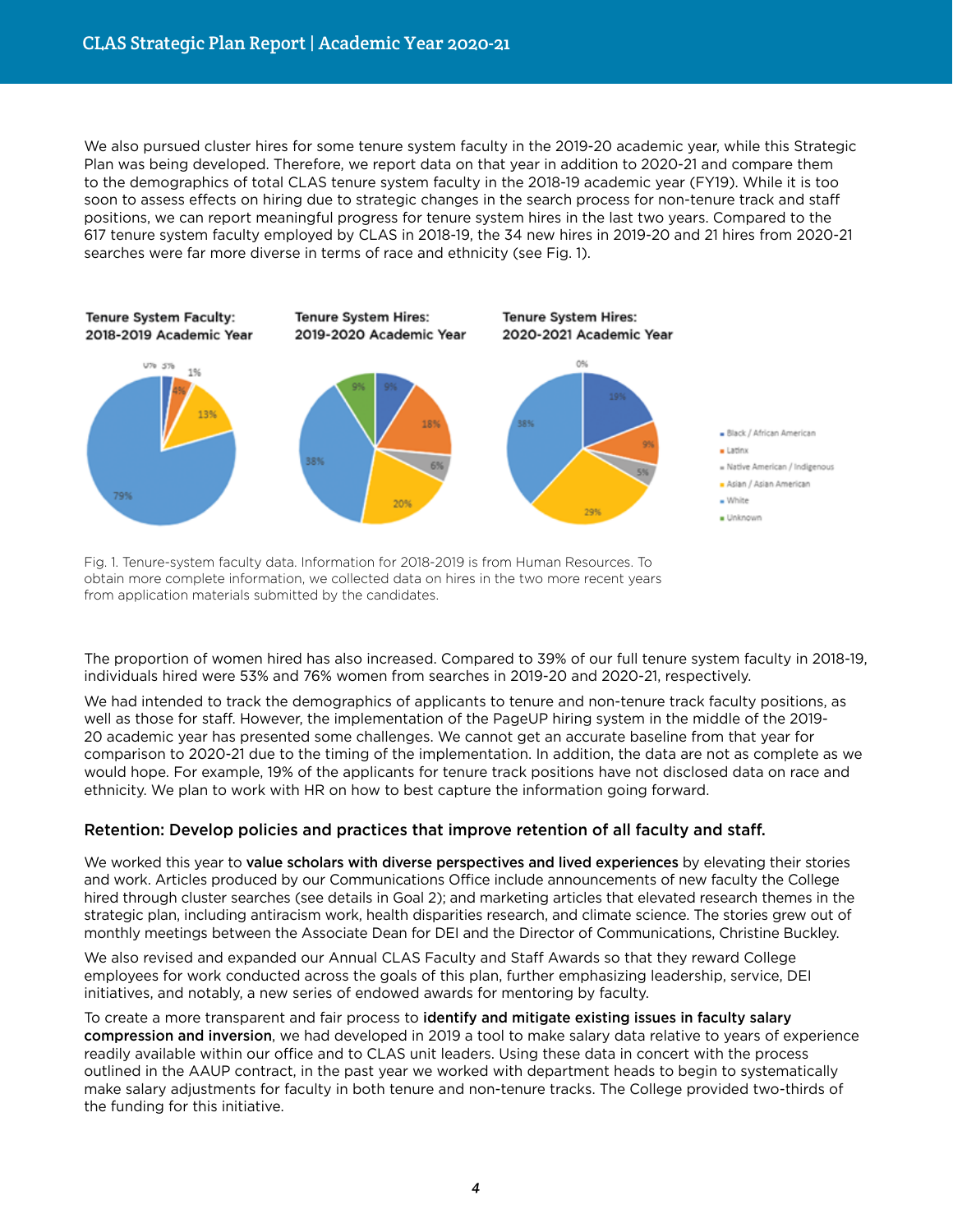We also pursued cluster hires for some tenure system faculty in the 2019-20 academic year, while this Strategic Plan was being developed. Therefore, we report data on that year in addition to 2020-21 and compare them to the demographics of total CLAS tenure system faculty in the 2018-19 academic year (FY19). While it is too soon to assess effects on hiring due to strategic changes in the search process for non-tenure track and staff positions, we can report meaningful progress for tenure system hires in the last two years. Compared to the 617 tenure system faculty employed by CLAS in 2018-19, the 34 new hires in 2019-20 and 21 hires from 2020-21 searches were far more diverse in terms of race and ethnicity (see Fig. 1).

**Tenure System Faculty: 2018-2019 Academic Year**

**Tenure System Hires: 2019-2020 Academic Year**

**Tenure System Hires: 2020-2021 Academic Year**

| | Tenure System Faculty: 2018-2019 | Tenure System Hires: 2019-2020 | Tenure System Hires: 2020-2021 |
|---|---|---|---|
| Black / African American | 3% | 9% | 19% |
| Latinx | 4% | 18% | 9% |
| Native American / Indigenous | 0% | 6% | 5% |
| Asian / Asian American | 13% | 20% | 29% |
| White | 79% | 38% | 38% |
| Unknown | 1% | 9% | 0% |

Fig. 1. Tenure-system faculty data. Information for 2018-2019 is from Human Resources. To obtain more complete information, we collected data on hires in the two more recent years from application materials submitted by the candidates.

The proportion of women hired has also increased. Compared to 39% of our full tenure system faculty in 2018-19, individuals hired were 53% and 76% women from searches in 2019-20 and 2020-21, respectively.

We had intended to track the demographics of applicants to tenure and non-tenure track faculty positions, as well as those for staff. However, the implementation of the PageUP hiring system in the middle of the 2019-20 academic year has presented some challenges. We cannot get an accurate baseline from that year for comparison to 2020-21 due to the timing of the implementation. In addition, the data are not as complete as we would hope. For example, 19% of the applicants for tenure track positions have not disclosed data on race and ethnicity. We plan to work with HR on how to best capture the information going forward.

### Retention: Develop policies and practices that improve retention of all faculty and staff.

We worked this year to **value scholars with diverse perspectives and lived experiences** by elevating their stories and work. Articles produced by our Communications Office include announcements of new faculty the College hired through cluster searches (see details in Goal 2); and marketing articles that elevated research themes in the strategic plan, including antiracism work, health disparities research, and climate science. The stories grew out of monthly meetings between the Associate Dean for DEI and the Director of Communications, Christine Buckley.

We also revised and expanded our Annual CLAS Faculty and Staff Awards so that they reward College employees for work conducted across the goals of this plan, further emphasizing leadership, service, DEI initiatives, and notably, a new series of endowed awards for mentoring by faculty.

To create a more transparent and fair process to **identify and mitigate existing issues in faculty salary compression and inversion**, we had developed in 2019 a tool to make salary data relative to years of experience readily available within our office and to CLAS unit leaders. Using these data in concert with the process outlined in the AAUP contract, in the past year we worked with department heads to begin to systematically make salary adjustments for faculty in both tenure and non-tenure tracks. The College provided two-thirds of the funding for this initiative.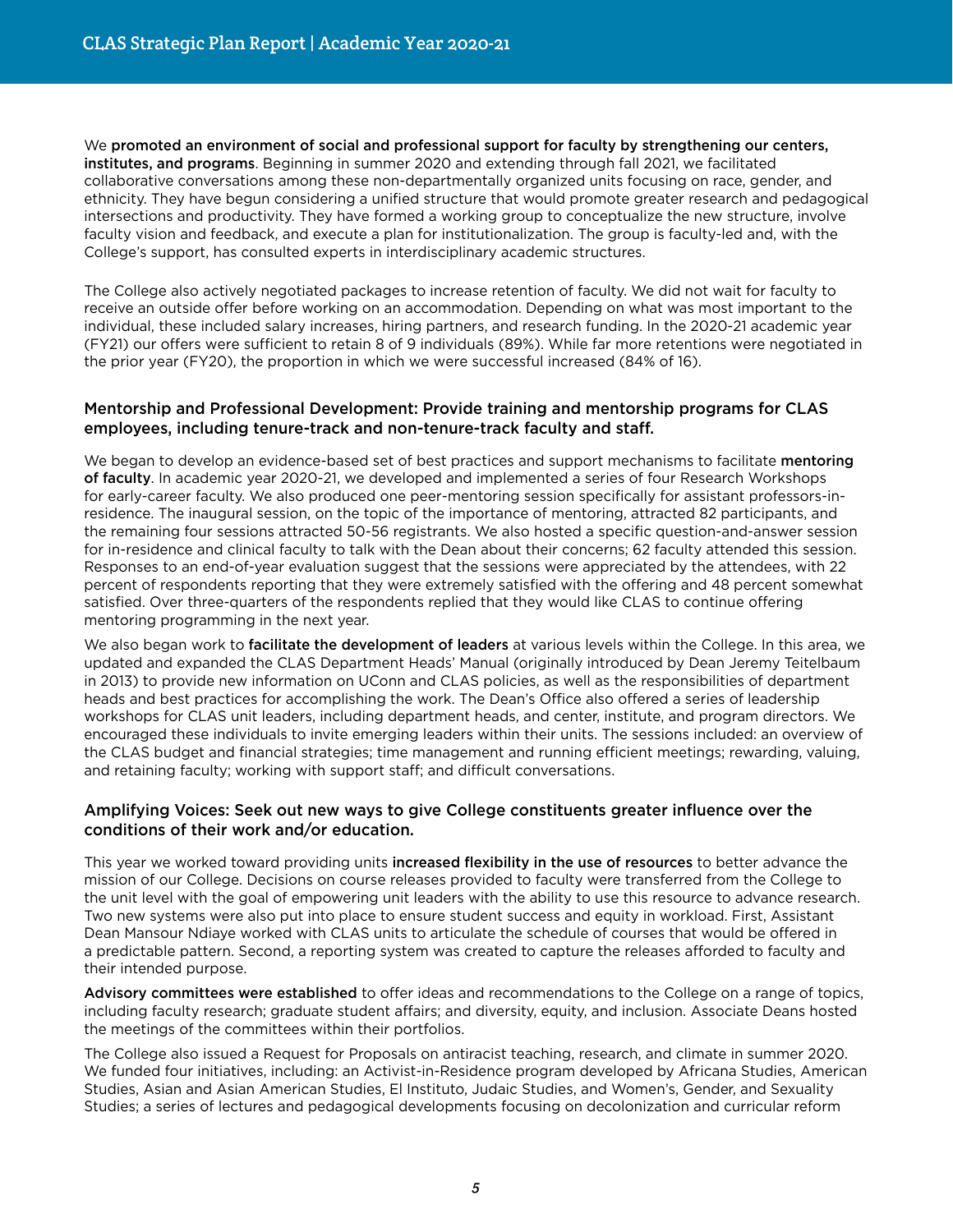We **promoted an environment of social and professional support for faculty by strengthening our centers, institutes, and programs**. Beginning in summer 2020 and extending through fall 2021, we facilitated collaborative conversations among these non-departmentally organized units focusing on race, gender, and ethnicity. They have begun considering a unified structure that would promote greater research and pedagogical intersections and productivity. They have formed a working group to conceptualize the new structure, involve faculty vision and feedback, and execute a plan for institutionalization. The group is faculty-led and, with the College's support, has consulted experts in interdisciplinary academic structures.

The College also actively negotiated packages to increase retention of faculty. We did not wait for faculty to receive an outside offer before working on an accommodation. Depending on what was most important to the individual, these included salary increases, hiring partners, and research funding. In the 2020-21 academic year (FY21) our offers were sufficient to retain 8 of 9 individuals (89%). While far more retentions were negotiated in the prior year (FY20), the proportion in which we were successful increased (84% of 16).

### Mentorship and Professional Development: Provide training and mentorship programs for CLAS employees, including tenure-track and non-tenure-track faculty and staff.

We began to develop an evidence-based set of best practices and support mechanisms to facilitate **mentoring of faculty**. In academic year 2020-21, we developed and implemented a series of four Research Workshops for early-career faculty. We also produced one peer-mentoring session specifically for assistant professors-in-residence. The inaugural session, on the topic of the importance of mentoring, attracted 82 participants, and the remaining four sessions attracted 50-56 registrants. We also hosted a specific question-and-answer session for in-residence and clinical faculty to talk with the Dean about their concerns; 62 faculty attended this session. Responses to an end-of-year evaluation suggest that the sessions were appreciated by the attendees, with 22 percent of respondents reporting that they were extremely satisfied with the offering and 48 percent somewhat satisfied. Over three-quarters of the respondents replied that they would like CLAS to continue offering mentoring programming in the next year.

We also began work to **facilitate the development of leaders** at various levels within the College. In this area, we updated and expanded the CLAS Department Heads' Manual (originally introduced by Dean Jeremy Teitelbaum in 2013) to provide new information on UConn and CLAS policies, as well as the responsibilities of department heads and best practices for accomplishing the work. The Dean's Office also offered a series of leadership workshops for CLAS unit leaders, including department heads, and center, institute, and program directors. We encouraged these individuals to invite emerging leaders within their units. The sessions included: an overview of the CLAS budget and financial strategies; time management and running efficient meetings; rewarding, valuing, and retaining faculty; working with support staff; and difficult conversations.

### Amplifying Voices: Seek out new ways to give College constituents greater influence over the conditions of their work and/or education.

This year we worked toward providing units **increased flexibility in the use of resources** to better advance the mission of our College. Decisions on course releases provided to faculty were transferred from the College to the unit level with the goal of empowering unit leaders with the ability to use this resource to advance research. Two new systems were also put into place to ensure student success and equity in workload. First, Assistant Dean Mansour Ndiaye worked with CLAS units to articulate the schedule of courses that would be offered in a predictable pattern. Second, a reporting system was created to capture the releases afforded to faculty and their intended purpose.

**Advisory committees were established** to offer ideas and recommendations to the College on a range of topics, including faculty research; graduate student affairs; and diversity, equity, and inclusion. Associate Deans hosted the meetings of the committees within their portfolios.

The College also issued a Request for Proposals on antiracist teaching, research, and climate in summer 2020. We funded four initiatives, including: an Activist-in-Residence program developed by Africana Studies, American Studies, Asian and Asian American Studies, El Instituto, Judaic Studies, and Women's, Gender, and Sexuality Studies; a series of lectures and pedagogical developments focusing on decolonization and curricular reform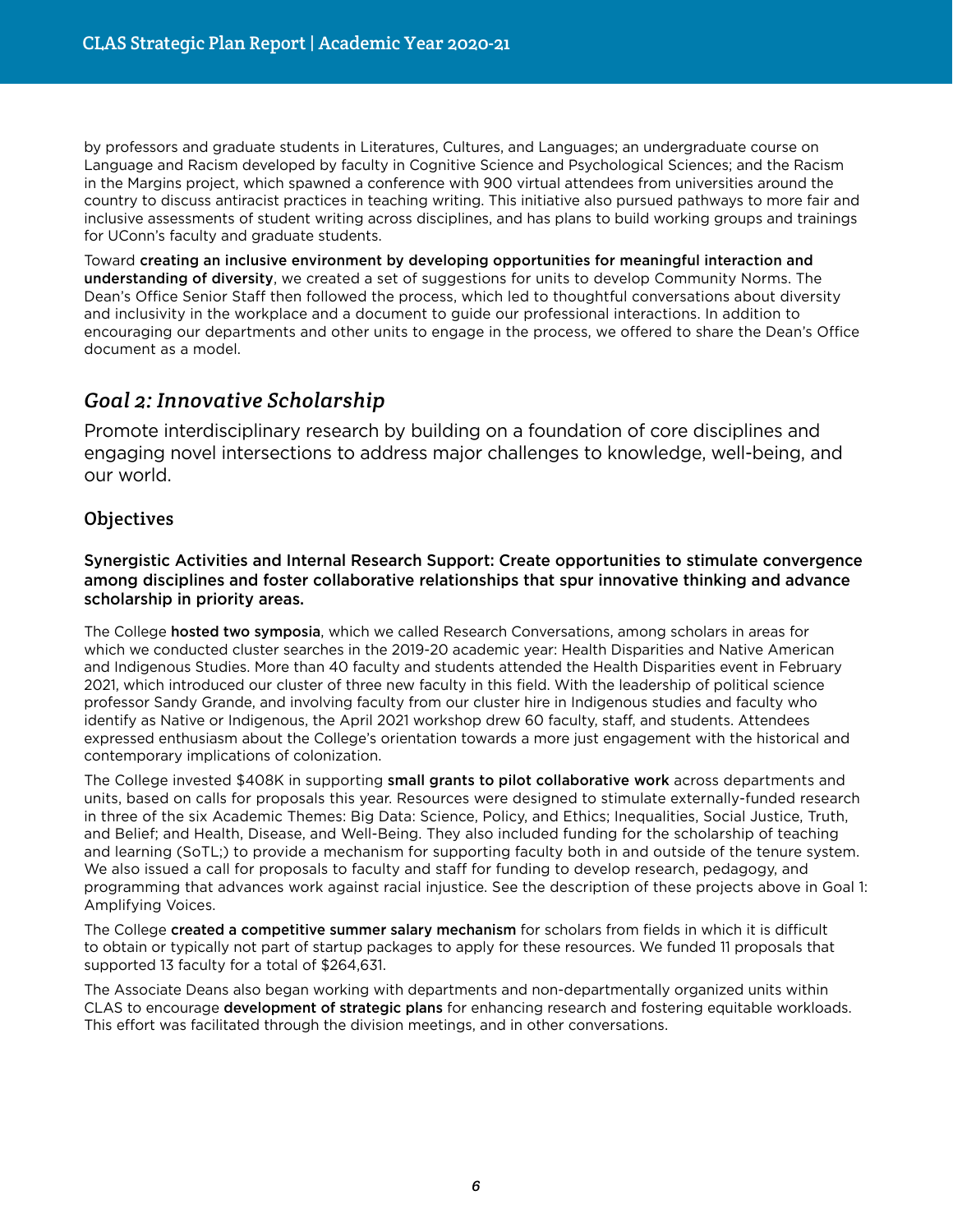by professors and graduate students in Literatures, Cultures, and Languages; an undergraduate course on Language and Racism developed by faculty in Cognitive Science and Psychological Sciences; and the Racism in the Margins project, which spawned a conference with 900 virtual attendees from universities around the country to discuss antiracist practices in teaching writing. This initiative also pursued pathways to more fair and inclusive assessments of student writing across disciplines, and has plans to build working groups and trainings for UConn's faculty and graduate students.

Toward **creating an inclusive environment by developing opportunities for meaningful interaction and understanding of diversity**, we created a set of suggestions for units to develop Community Norms. The Dean's Office Senior Staff then followed the process, which led to thoughtful conversations about diversity and inclusivity in the workplace and a document to guide our professional interactions. In addition to encouraging our departments and other units to engage in the process, we offered to share the Dean's Office document as a model.

## *Goal 2: Innovative Scholarship*

Promote interdisciplinary research by building on a foundation of core disciplines and engaging novel intersections to address major challenges to knowledge, well-being, and our world.

### Objectives

**Synergistic Activities and Internal Research Support: Create opportunities to stimulate convergence among disciplines and foster collaborative relationships that spur innovative thinking and advance scholarship in priority areas.**

The College **hosted two symposia**, which we called Research Conversations, among scholars in areas for which we conducted cluster searches in the 2019-20 academic year: Health Disparities and Native American and Indigenous Studies. More than 40 faculty and students attended the Health Disparities event in February 2021, which introduced our cluster of three new faculty in this field. With the leadership of political science professor Sandy Grande, and involving faculty from our cluster hire in Indigenous studies and faculty who identify as Native or Indigenous, the April 2021 workshop drew 60 faculty, staff, and students. Attendees expressed enthusiasm about the College's orientation towards a more just engagement with the historical and contemporary implications of colonization.

The College invested $408K in supporting **small grants to pilot collaborative work** across departments and units, based on calls for proposals this year. Resources were designed to stimulate externally-funded research in three of the six Academic Themes: Big Data: Science, Policy, and Ethics; Inequalities, Social Justice, Truth, and Belief; and Health, Disease, and Well-Being. They also included funding for the scholarship of teaching and learning (SoTL;) to provide a mechanism for supporting faculty both in and outside of the tenure system. We also issued a call for proposals to faculty and staff for funding to develop research, pedagogy, and programming that advances work against racial injustice. See the description of these projects above in Goal 1: Amplifying Voices.

The College **created a competitive summer salary mechanism** for scholars from fields in which it is difficult to obtain or typically not part of startup packages to apply for these resources. We funded 11 proposals that supported 13 faculty for a total of $264,631.

The Associate Deans also began working with departments and non-departmentally organized units within CLAS to encourage **development of strategic plans** for enhancing research and fostering equitable workloads. This effort was facilitated through the division meetings, and in other conversations.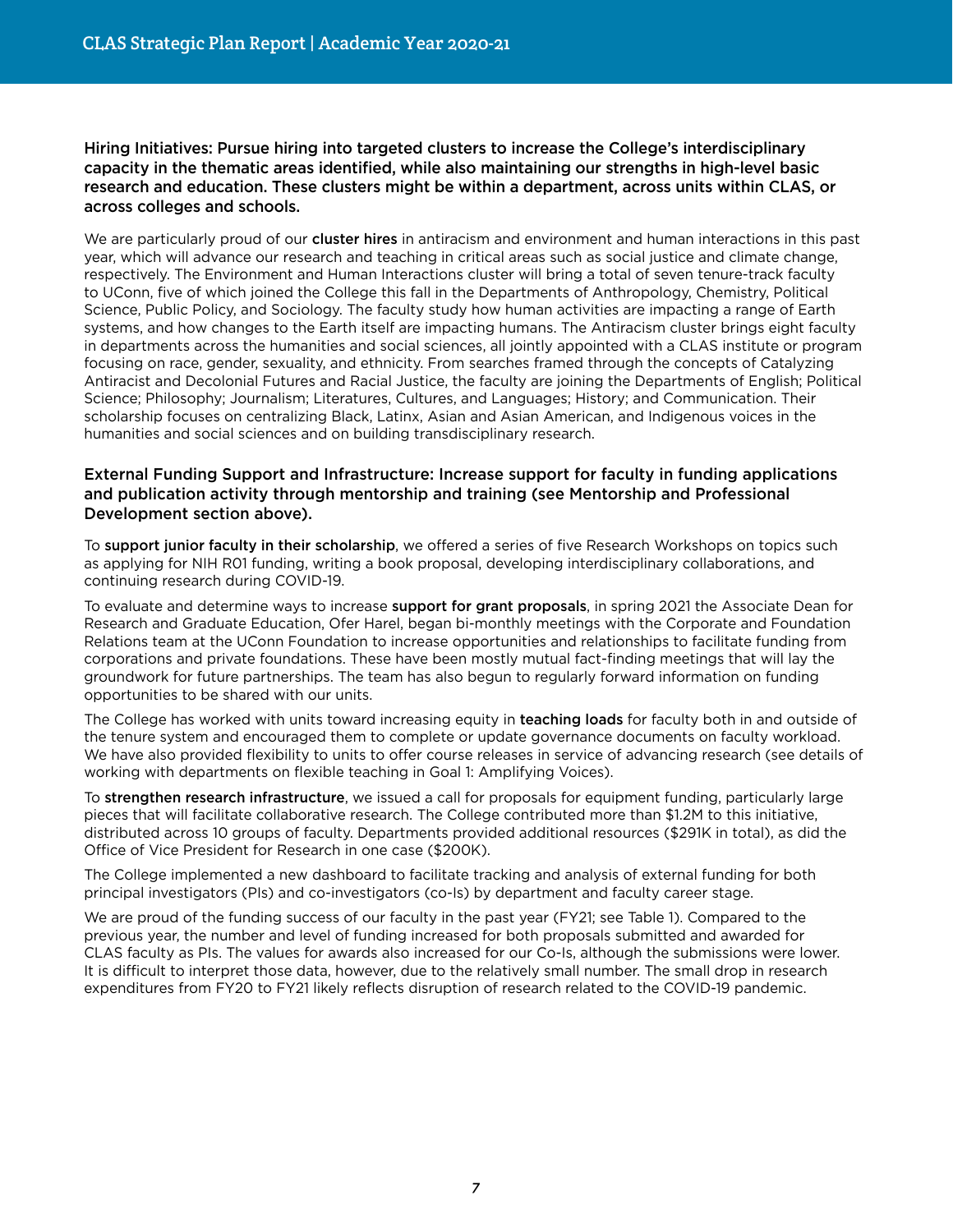### Hiring Initiatives: Pursue hiring into targeted clusters to increase the College's interdisciplinary capacity in the thematic areas identified, while also maintaining our strengths in high-level basic research and education. These clusters might be within a department, across units within CLAS, or across colleges and schools.

We are particularly proud of our **cluster hires** in antiracism and environment and human interactions in this past year, which will advance our research and teaching in critical areas such as social justice and climate change, respectively. The Environment and Human Interactions cluster will bring a total of seven tenure-track faculty to UConn, five of which joined the College this fall in the Departments of Anthropology, Chemistry, Political Science, Public Policy, and Sociology. The faculty study how human activities are impacting a range of Earth systems, and how changes to the Earth itself are impacting humans. The Antiracism cluster brings eight faculty in departments across the humanities and social sciences, all jointly appointed with a CLAS institute or program focusing on race, gender, sexuality, and ethnicity. From searches framed through the concepts of Catalyzing Antiracist and Decolonial Futures and Racial Justice, the faculty are joining the Departments of English; Political Science; Philosophy; Journalism; Literatures, Cultures, and Languages; History; and Communication. Their scholarship focuses on centralizing Black, Latinx, Asian and Asian American, and Indigenous voices in the humanities and social sciences and on building transdisciplinary research.

### External Funding Support and Infrastructure: Increase support for faculty in funding applications and publication activity through mentorship and training (see Mentorship and Professional Development section above).

To **support junior faculty in their scholarship**, we offered a series of five Research Workshops on topics such as applying for NIH R01 funding, writing a book proposal, developing interdisciplinary collaborations, and continuing research during COVID-19.

To evaluate and determine ways to increase **support for grant proposals**, in spring 2021 the Associate Dean for Research and Graduate Education, Ofer Harel, began bi-monthly meetings with the Corporate and Foundation Relations team at the UConn Foundation to increase opportunities and relationships to facilitate funding from corporations and private foundations. These have been mostly mutual fact-finding meetings that will lay the groundwork for future partnerships. The team has also begun to regularly forward information on funding opportunities to be shared with our units.

The College has worked with units toward increasing equity in **teaching loads** for faculty both in and outside of the tenure system and encouraged them to complete or update governance documents on faculty workload. We have also provided flexibility to units to offer course releases in service of advancing research (see details of working with departments on flexible teaching in Goal 1: Amplifying Voices).

To **strengthen research infrastructure**, we issued a call for proposals for equipment funding, particularly large pieces that will facilitate collaborative research. The College contributed more than $1.2M to this initiative, distributed across 10 groups of faculty. Departments provided additional resources ($291K in total), as did the Office of Vice President for Research in one case ($200K).

The College implemented a new dashboard to facilitate tracking and analysis of external funding for both principal investigators (PIs) and co-investigators (co-Is) by department and faculty career stage.

We are proud of the funding success of our faculty in the past year (FY21; see Table 1). Compared to the previous year, the number and level of funding increased for both proposals submitted and awarded for CLAS faculty as PIs. The values for awards also increased for our Co-Is, although the submissions were lower. It is difficult to interpret those data, however, due to the relatively small number. The small drop in research expenditures from FY20 to FY21 likely reflects disruption of research related to the COVID-19 pandemic.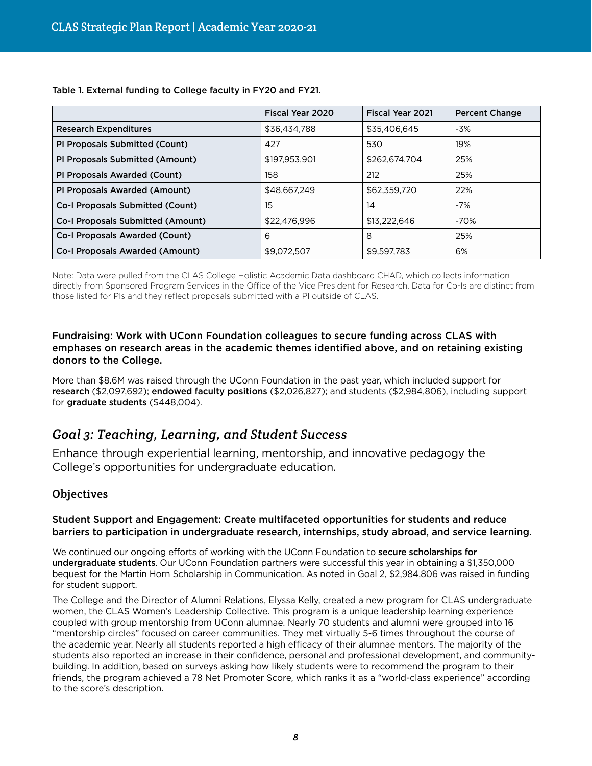**Table 1. External funding to College faculty in FY20 and FY21.**

| | Fiscal Year 2020 | Fiscal Year 2021 | Percent Change |
|---|---|---|---|
| Research Expenditures | $36,434,788 | $35,406,645 | -3% |
| PI Proposals Submitted (Count) | 427 | 530 | 19% |
| PI Proposals Submitted (Amount) | $197,953,901 | $262,674,704 | 25% |
| PI Proposals Awarded (Count) | 158 | 212 | 25% |
| PI Proposals Awarded (Amount) | $48,667,249 | $62,359,720 | 22% |
| Co-I Proposals Submitted (Count) | 15 | 14 | -7% |
| Co-I Proposals Submitted (Amount) | $22,476,996 | $13,222,646 | -70% |
| Co-I Proposals Awarded (Count) | 6 | 8 | 25% |
| Co-I Proposals Awarded (Amount) | $9,072,507 | $9,597,783 | 6% |

Note: Data were pulled from the CLAS College Holistic Academic Data dashboard CHAD, which collects information directly from Sponsored Program Services in the Office of the Vice President for Research. Data for Co-Is are distinct from those listed for PIs and they reflect proposals submitted with a PI outside of CLAS.

#### Fundraising: Work with UConn Foundation colleagues to secure funding across CLAS with emphases on research areas in the academic themes identified above, and on retaining existing donors to the College.

More than $8.6M was raised through the UConn Foundation in the past year, which included support for **research** ($2,097,692); **endowed faculty positions** ($2,026,827); and students ($2,984,806), including support for **graduate students** ($448,004).

## *Goal 3: Teaching, Learning, and Student Success*

Enhance through experiential learning, mentorship, and innovative pedagogy the College's opportunities for undergraduate education.

### Objectives

#### Student Support and Engagement: Create multifaceted opportunities for students and reduce barriers to participation in undergraduate research, internships, study abroad, and service learning.

We continued our ongoing efforts of working with the UConn Foundation to **secure scholarships for undergraduate students**. Our UConn Foundation partners were successful this year in obtaining a $1,350,000 bequest for the Martin Horn Scholarship in Communication. As noted in Goal 2, $2,984,806 was raised in funding for student support.

The College and the Director of Alumni Relations, Elyssa Kelly, created a new program for CLAS undergraduate women, the CLAS Women's Leadership Collective. This program is a unique leadership learning experience coupled with group mentorship from UConn alumnae. Nearly 70 students and alumni were grouped into 16 "mentorship circles" focused on career communities. They met virtually 5-6 times throughout the course of the academic year. Nearly all students reported a high efficacy of their alumnae mentors. The majority of the students also reported an increase in their confidence, personal and professional development, and community-building. In addition, based on surveys asking how likely students were to recommend the program to their friends, the program achieved a 78 Net Promoter Score, which ranks it as a "world-class experience" according to the score's description.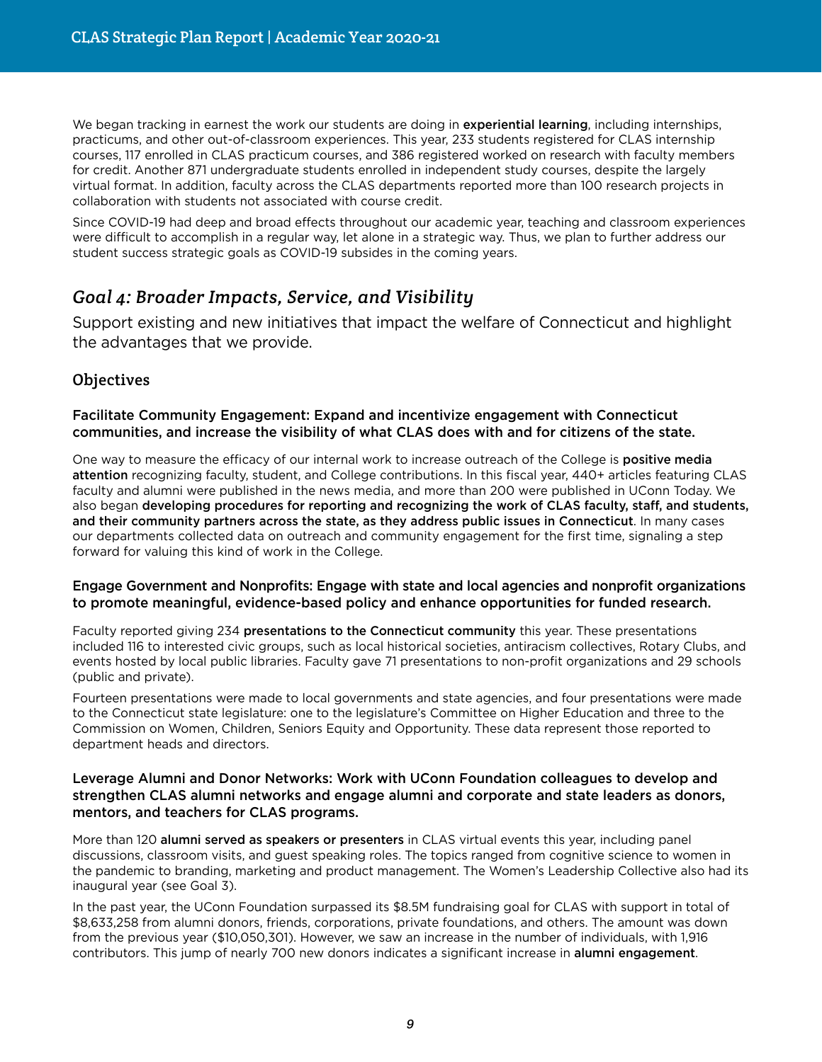We began tracking in earnest the work our students are doing in **experiential learning**, including internships, practicums, and other out-of-classroom experiences. This year, 233 students registered for CLAS internship courses, 117 enrolled in CLAS practicum courses, and 386 registered worked on research with faculty members for credit. Another 871 undergraduate students enrolled in independent study courses, despite the largely virtual format. In addition, faculty across the CLAS departments reported more than 100 research projects in collaboration with students not associated with course credit.

Since COVID-19 had deep and broad effects throughout our academic year, teaching and classroom experiences were difficult to accomplish in a regular way, let alone in a strategic way. Thus, we plan to further address our student success strategic goals as COVID-19 subsides in the coming years.

## *Goal 4: Broader Impacts, Service, and Visibility*

Support existing and new initiatives that impact the welfare of Connecticut and highlight the advantages that we provide.

### Objectives

**Facilitate Community Engagement: Expand and incentivize engagement with Connecticut communities, and increase the visibility of what CLAS does with and for citizens of the state.**

One way to measure the efficacy of our internal work to increase outreach of the College is **positive media attention** recognizing faculty, student, and College contributions. In this fiscal year, 440+ articles featuring CLAS faculty and alumni were published in the news media, and more than 200 were published in UConn Today. We also began **developing procedures for reporting and recognizing the work of CLAS faculty, staff, and students, and their community partners across the state, as they address public issues in Connecticut**. In many cases our departments collected data on outreach and community engagement for the first time, signaling a step forward for valuing this kind of work in the College.

**Engage Government and Nonprofits: Engage with state and local agencies and nonprofit organizations to promote meaningful, evidence-based policy and enhance opportunities for funded research.**

Faculty reported giving 234 **presentations to the Connecticut community** this year. These presentations included 116 to interested civic groups, such as local historical societies, antiracism collectives, Rotary Clubs, and events hosted by local public libraries. Faculty gave 71 presentations to non-profit organizations and 29 schools (public and private).

Fourteen presentations were made to local governments and state agencies, and four presentations were made to the Connecticut state legislature: one to the legislature's Committee on Higher Education and three to the Commission on Women, Children, Seniors Equity and Opportunity. These data represent those reported to department heads and directors.

**Leverage Alumni and Donor Networks: Work with UConn Foundation colleagues to develop and strengthen CLAS alumni networks and engage alumni and corporate and state leaders as donors, mentors, and teachers for CLAS programs.**

More than 120 **alumni served as speakers or presenters** in CLAS virtual events this year, including panel discussions, classroom visits, and guest speaking roles. The topics ranged from cognitive science to women in the pandemic to branding, marketing and product management. The Women's Leadership Collective also had its inaugural year (see Goal 3).

In the past year, the UConn Foundation surpassed its $8.5M fundraising goal for CLAS with support in total of $8,633,258 from alumni donors, friends, corporations, private foundations, and others. The amount was down from the previous year ($10,050,301). However, we saw an increase in the number of individuals, with 1,916 contributors. This jump of nearly 700 new donors indicates a significant increase in **alumni engagement**.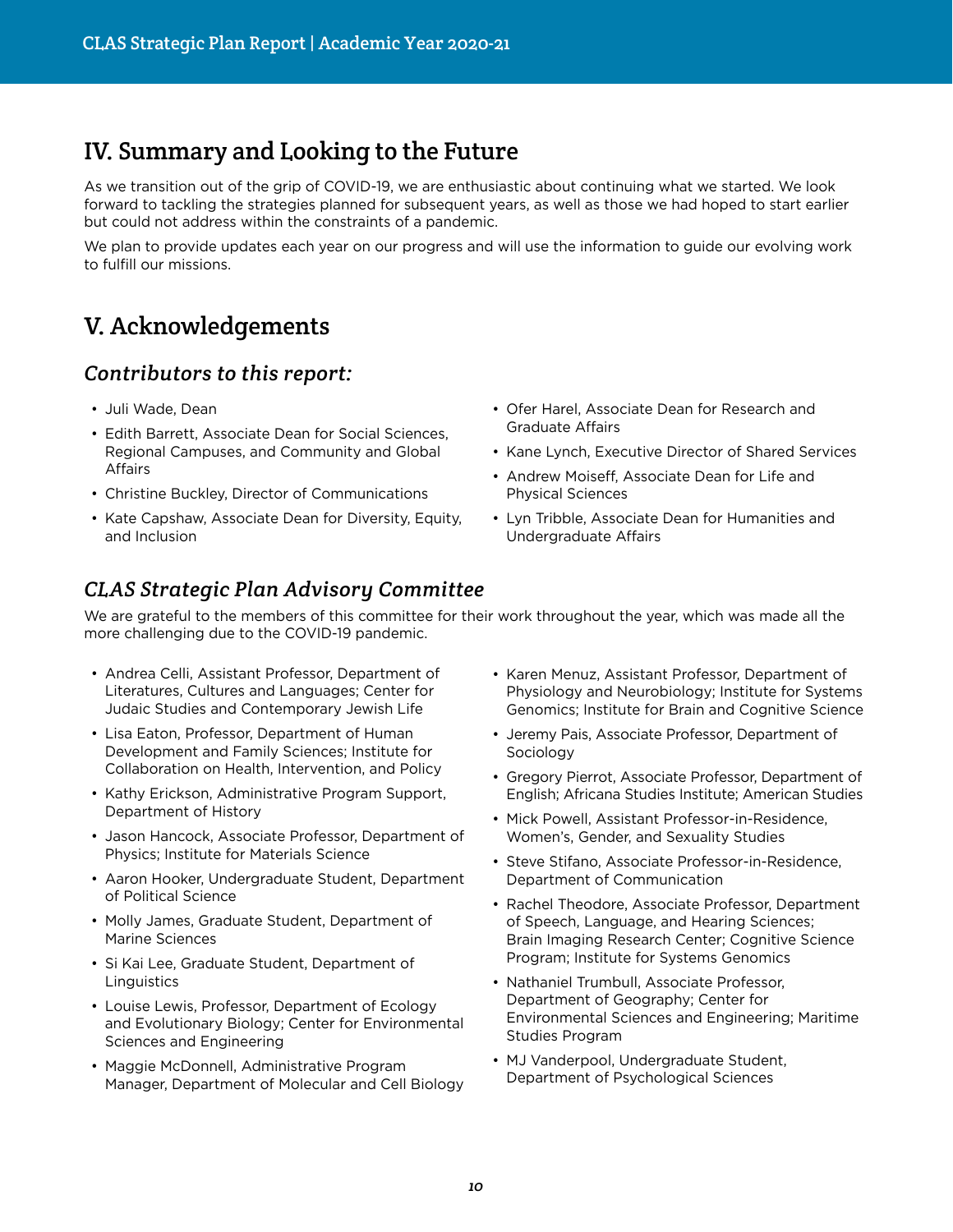## IV. Summary and Looking to the Future

As we transition out of the grip of COVID-19, we are enthusiastic about continuing what we started. We look forward to tackling the strategies planned for subsequent years, as well as those we had hoped to start earlier but could not address within the constraints of a pandemic.

We plan to provide updates each year on our progress and will use the information to guide our evolving work to fulfill our missions.

## V. Acknowledgements

### *Contributors to this report:*

- Juli Wade, Dean
- Edith Barrett, Associate Dean for Social Sciences, Regional Campuses, and Community and Global Affairs
- Christine Buckley, Director of Communications
- Kate Capshaw, Associate Dean for Diversity, Equity, and Inclusion
- Ofer Harel, Associate Dean for Research and Graduate Affairs
- Kane Lynch, Executive Director of Shared Services
- Andrew Moiseff, Associate Dean for Life and Physical Sciences
- Lyn Tribble, Associate Dean for Humanities and Undergraduate Affairs

### *CLAS Strategic Plan Advisory Committee*

We are grateful to the members of this committee for their work throughout the year, which was made all the more challenging due to the COVID-19 pandemic.

- Andrea Celli, Assistant Professor, Department of Literatures, Cultures and Languages; Center for Judaic Studies and Contemporary Jewish Life
- Lisa Eaton, Professor, Department of Human Development and Family Sciences; Institute for Collaboration on Health, Intervention, and Policy
- Kathy Erickson, Administrative Program Support, Department of History
- Jason Hancock, Associate Professor, Department of Physics; Institute for Materials Science
- Aaron Hooker, Undergraduate Student, Department of Political Science
- Molly James, Graduate Student, Department of Marine Sciences
- Si Kai Lee, Graduate Student, Department of Linguistics
- Louise Lewis, Professor, Department of Ecology and Evolutionary Biology; Center for Environmental Sciences and Engineering
- Maggie McDonnell, Administrative Program Manager, Department of Molecular and Cell Biology
- Karen Menuz, Assistant Professor, Department of Physiology and Neurobiology; Institute for Systems Genomics; Institute for Brain and Cognitive Science
- Jeremy Pais, Associate Professor, Department of Sociology
- Gregory Pierrot, Associate Professor, Department of English; Africana Studies Institute; American Studies
- Mick Powell, Assistant Professor-in-Residence, Women's, Gender, and Sexuality Studies
- Steve Stifano, Associate Professor-in-Residence, Department of Communication
- Rachel Theodore, Associate Professor, Department of Speech, Language, and Hearing Sciences; Brain Imaging Research Center; Cognitive Science Program; Institute for Systems Genomics
- Nathaniel Trumbull, Associate Professor, Department of Geography; Center for Environmental Sciences and Engineering; Maritime Studies Program
- MJ Vanderpool, Undergraduate Student, Department of Psychological Sciences